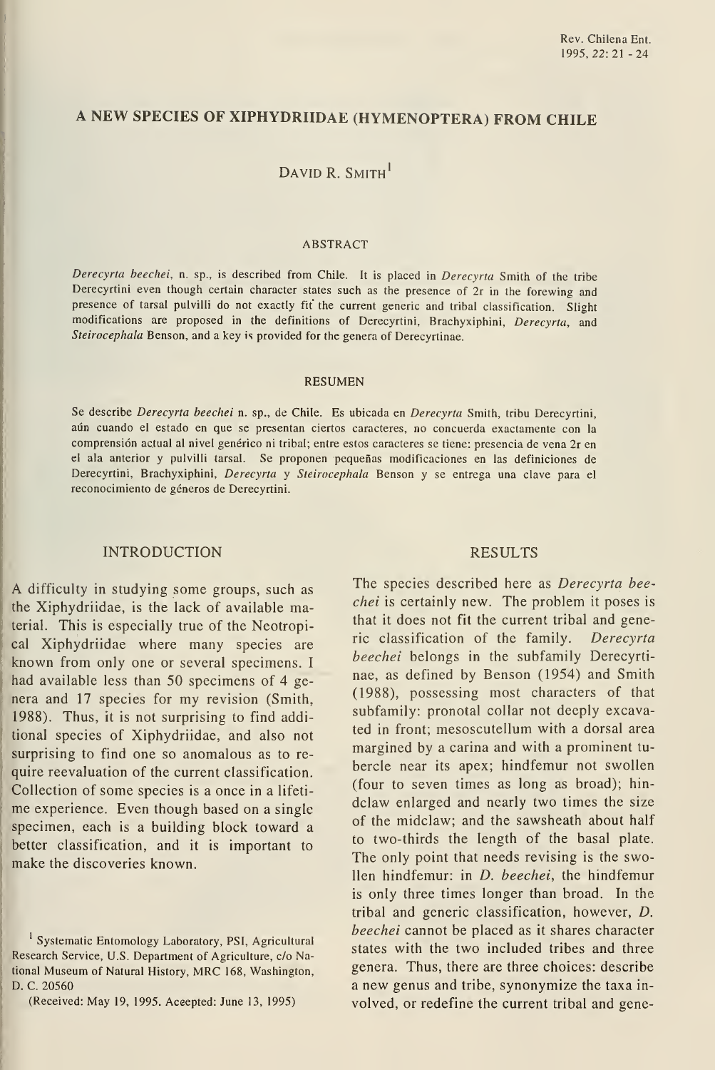# A NEW SPECIES OF XIPHYDRIIDAE (HYMENOPTERA) FROM CHILE

DAVID R. SMITH[1]

## ABSTRACT

*Derecyrta beechei*, n. sp., is described from Chile. It is placed in *Derecyrta* Smith of the tribe Derecyrtini even though certain character states such as the presence of 2r in the forewing and presence of tarsal pulvilli do not exactly fit the current generic and tribal classification. Slight modifications are proposed in the definitions of Derecyrtini, Brachyxiphini, *Derecyrta*, and *Steirocephala* Benson, and a key is provided for the genera of Derecyrtinae.

## RESUMEN

Se describe *Derecyrta beechei* n. sp., de Chile. Es ubicada en *Derecyrta* Smith, tribu Derecyrtini, aún cuando el estado en que se presentan ciertos caracteres, no concuerda exactamente con la comprensión actual al nivel genérico ni tribal; entre estos caracteres se tiene: presencia de vena 2r en el ala anterior y pulvilli tarsal. Se proponen pequeñas modificaciones en las definiciones de Derecyrtini, Brachyxiphini, *Derecyrta* y *Steirocephala* Benson y se entrega una clave para el reconocimiento de géneros de Derecyrtini.

## INTRODUCTION

A difficulty in studying some groups, such as the Xiphydriidae, is the lack of available material. This is especially true of the Neotropical Xiphydriidae where many species are known from only one or several specimens. I had available less than 50 specimens of 4 genera and 17 species for my revision (Smith, 1988). Thus, it is not surprising to find additional species of Xiphydriidae, and also not surprising to find one so anomalous as to require reevaluation of the current classification. Collection of some species is a once in a lifetime experience. Even though based on a single specimen, each is a building block toward a better classification, and it is important to make the discoveries known.

[1] Systematic Entomology Laboratory, PSI, Agricultural Research Service, U.S. Department of Agriculture, c/o National Museum of Natural History, MRC 168, Washington, D. C. 20560

(Received: May 19, 1995. Aceepted: June 13, 1995)

## RESULTS

The species described here as *Derecyrta beechei* is certainly new. The problem it poses is that it does not fit the current tribal and generic classification of the family. *Derecyrta beechei* belongs in the subfamily Derecyrtinae, as defined by Benson (1954) and Smith (1988), possessing most characters of that subfamily: pronotal collar not deeply excavated in front; mesoscutellum with a dorsal area margined by a carina and with a prominent tubercle near its apex; hindfemur not swollen (four to seven times as long as broad); hindclaw enlarged and nearly two times the size of the midclaw; and the sawsheath about half to two-thirds the length of the basal plate. The only point that needs revising is the swollen hindfemur: in *D. beechei*, the hindfemur is only three times longer than broad. In the tribal and generic classification, however, *D. beechei* cannot be placed as it shares character states with the two included tribes and three genera. Thus, there are three choices: describe a new genus and tribe, synonymize the taxa involved, or redefine the current tribal and gene-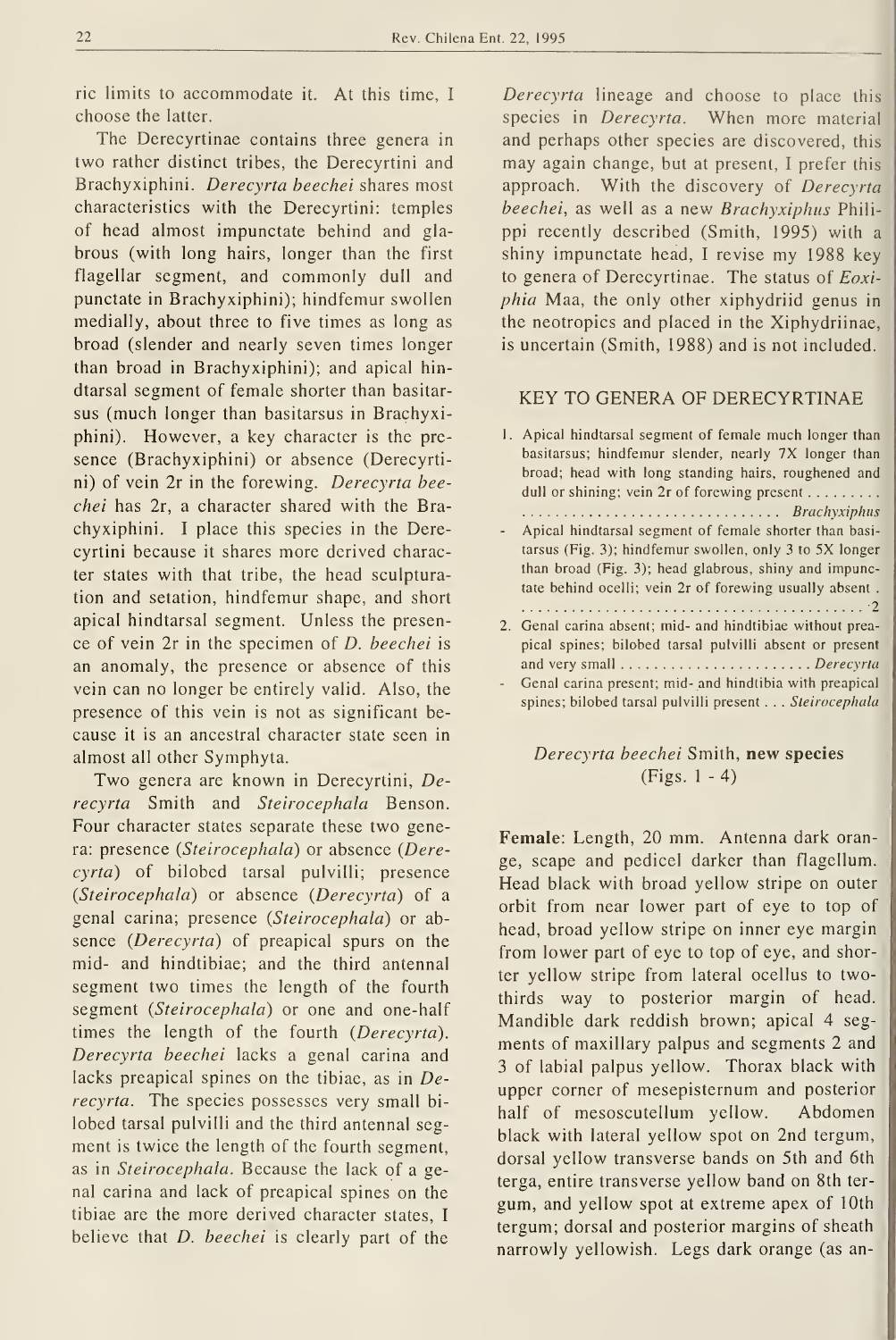ric limits to accommodate it. At this time, I choose the latter.

The Derecyrtinae contains three genera in two rather distinct tribes, the Derecyrtini and Brachyxiphini. *Derecyrta beechei* shares most characteristics with the Derecyrtini: temples of head almost impunctate behind and glabrous (with long hairs, longer than the first flagellar segment, and commonly dull and punctate in Brachyxiphini); hindfemur swollen medially, about three to five times as long as broad (slender and nearly seven times longer than broad in Brachyxiphini); and apical hindtarsal segment of female shorter than basitarsus (much longer than basitarsus in Brachyxiphini). However, a key character is the presence (Brachyxiphini) or absence (Derecyrtini) of vein 2r in the forewing. *Derecyrta beechei* has 2r, a character shared with the Brachyxiphini. I place this species in the Derecyrtini because it shares more derived character states with that tribe, the head sculpturation and setation, hindfemur shape, and short apical hindtarsal segment. Unless the presence of vein 2r in the specimen of *D. beechei* is an anomaly, the presence or absence of this vein can no longer be entirely valid. Also, the presence of this vein is not as significant because it is an ancestral character state seen in almost all other Symphyta.

Two genera are known in Derecyrtini, *Derecyrta* Smith and *Steirocephala* Benson. Four character states separate these two genera: presence (*Steirocephala*) or absence (*Derecyrta*) of bilobed tarsal pulvilli; presence (*Steirocephala*) or absence (*Derecyrta*) of a genal carina; presence (*Steirocephala*) or absence (*Derecyrta*) of preapical spurs on the mid- and hindtibiae; and the third antennal segment two times the length of the fourth segment (*Steirocephala*) or one and one-half times the length of the fourth (*Derecyrta*). *Derecyrta beechei* lacks a genal carina and lacks preapical spines on the tibiae, as in *Derecyrta*. The species possesses very small bilobed tarsal pulvilli and the third antennal segment is twice the length of the fourth segment, as in *Steirocephala*. Because the lack of a genal carina and lack of preapical spines on the tibiae are the more derived character states, I believe that *D. beechei* is clearly part of the *Derecyrta* lineage and choose to place this species in *Derecyrta*. When more material and perhaps other species are discovered, this may again change, but at present, I prefer this approach. With the discovery of *Derecyrta beechei*, as well as a new *Brachyxiphus* Philippi recently described (Smith, 1995) with a shiny impunctate head, I revise my 1988 key to genera of Derecyrtinae. The status of *Eoxiphia* Maa, the only other xiphydriid genus in the neotropics and placed in the Xiphydriinae, is uncertain (Smith, 1988) and is not included.

## KEY TO GENERA OF DERECYRTINAE

1. Apical hindtarsal segment of female much longer than basitarsus; hindfemur slender, nearly 7X longer than broad; head with long standing hairs, roughened and dull or shining; vein 2r of forewing present . . . . . . . . . *Brachyxiphus*
- Apical hindtarsal segment of female shorter than basitarsus (Fig. 3); hindfemur swollen, only 3 to 5X longer than broad (Fig. 3); head glabrous, shiny and impunctate behind ocelli; vein 2r of forewing usually absent . . . . . . . . 2
2. Genal carina absent; mid- and hindtibiae without preapical spines; bilobed tarsal pulvilli absent or present and very small . . . . . . . . *Derecyrta*
- Genal carina present; mid- and hindtibia with preapical spines; bilobed tarsal pulvilli present . . . *Steirocephala*

### *Derecyrta beechei* Smith, new species (Figs. 1 - 4)

**Female**: Length, 20 mm. Antenna dark orange, scape and pedicel darker than flagellum. Head black with broad yellow stripe on outer orbit from near lower part of eye to top of head, broad yellow stripe on inner eye margin from lower part of eye to top of eye, and shorter yellow stripe from lateral ocellus to two-thirds way to posterior margin of head. Mandible dark reddish brown; apical 4 segments of maxillary palpus and segments 2 and 3 of labial palpus yellow. Thorax black with upper corner of mesepisternum and posterior half of mesoscutellum yellow. Abdomen black with lateral yellow spot on 2nd tergum, dorsal yellow transverse bands on 5th and 6th terga, entire transverse yellow band on 8th tergum, and yellow spot at extreme apex of 10th tergum; dorsal and posterior margins of sheath narrowly yellowish. Legs dark orange (as an-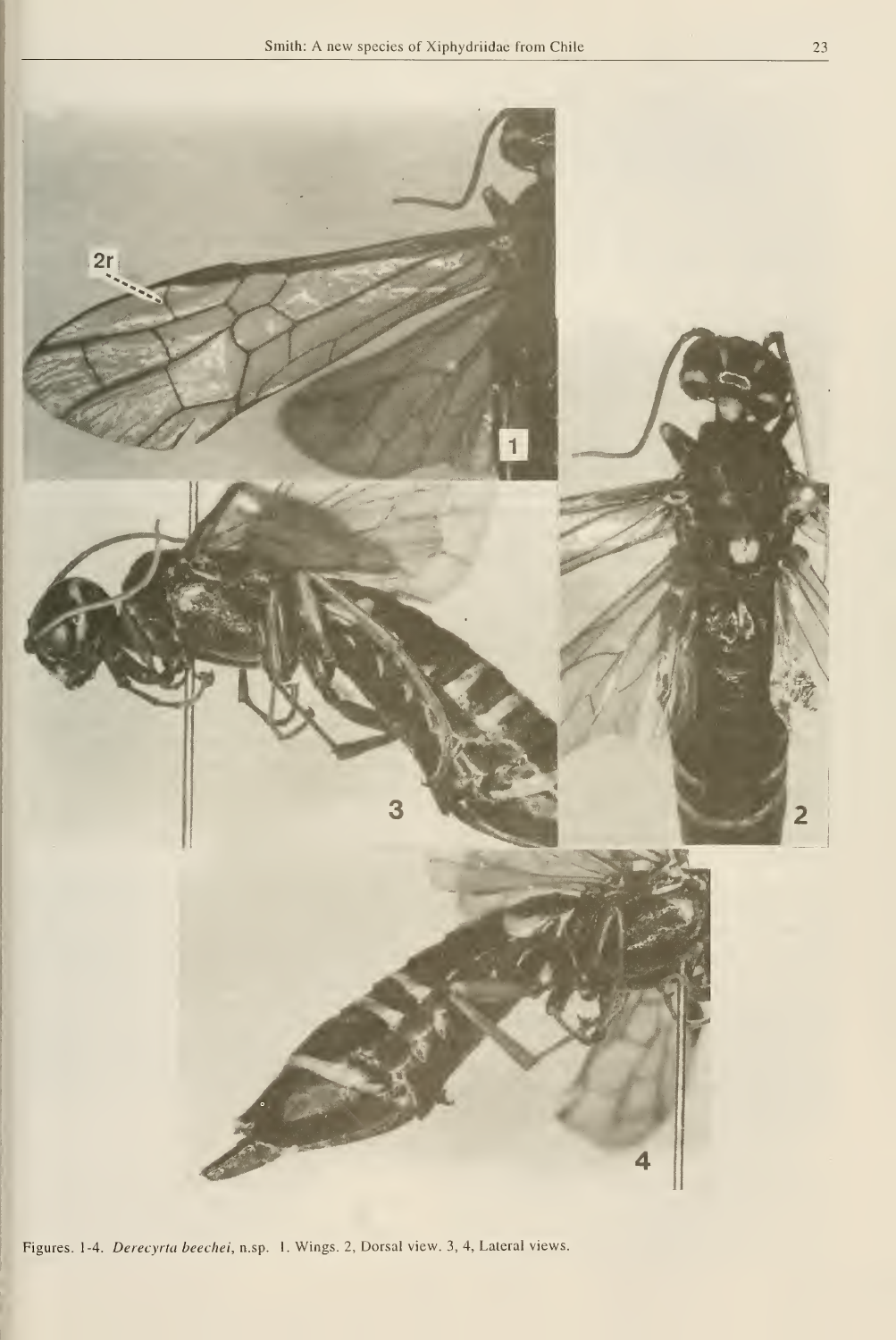Figures. 1-4. *Derecyrta beechei*, n.sp. 1. Wings. 2, Dorsal view. 3, 4, Lateral views.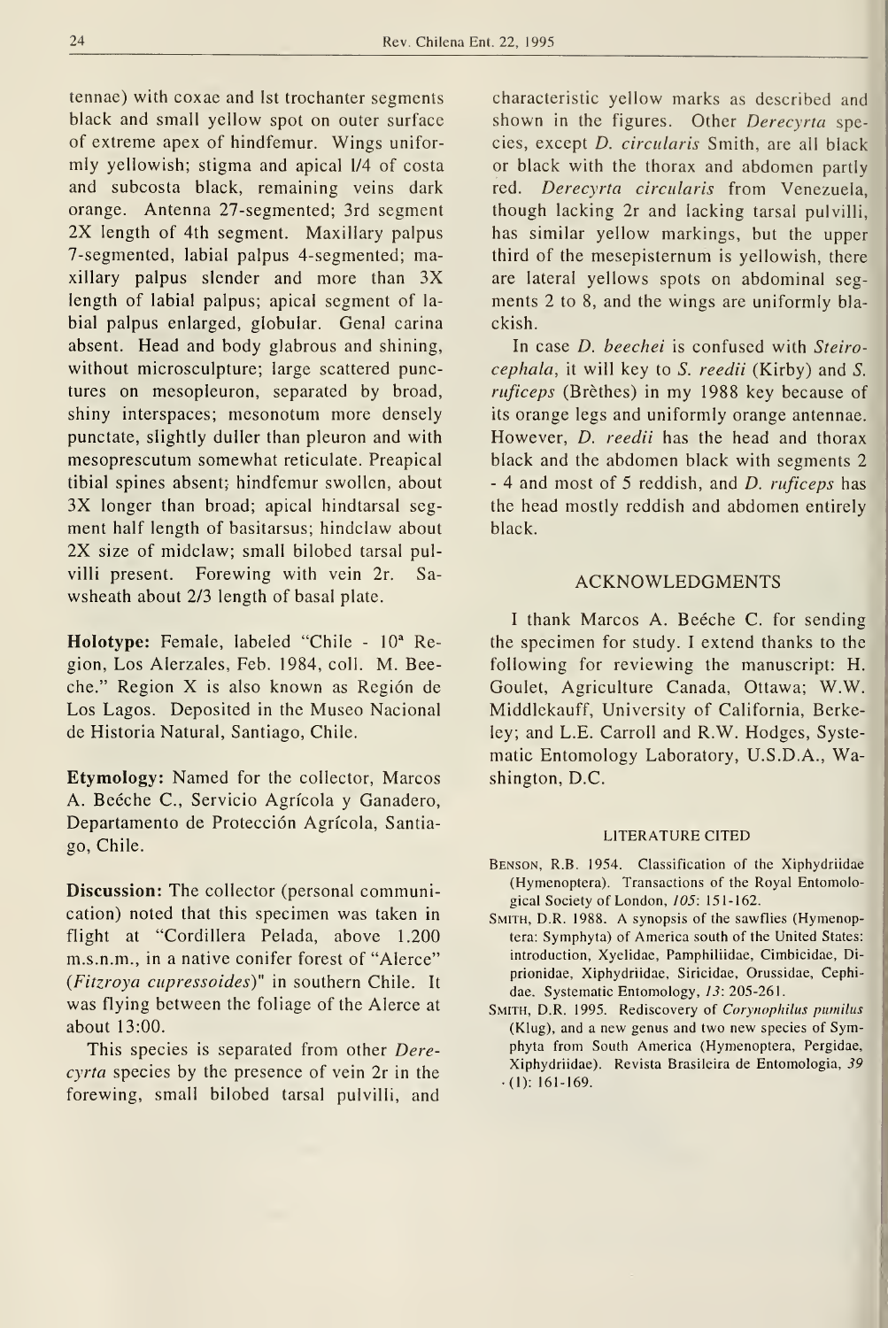tennae) with coxae and 1st trochanter segments black and small yellow spot on outer surface of extreme apex of hindfemur. Wings uniformly yellowish; stigma and apical 1/4 of costa and subcosta black, remaining veins dark orange. Antenna 27-segmented; 3rd segment 2X length of 4th segment. Maxillary palpus 7-segmented, labial palpus 4-segmented; maxillary palpus slender and more than 3X length of labial palpus; apical segment of labial palpus enlarged, globular. Genal carina absent. Head and body glabrous and shining, without microsculpture; large scattered punctures on mesopleuron, separated by broad, shiny interspaces; mesonotum more densely punctate, slightly duller than pleuron and with mesoprescutum somewhat reticulate. Preapical tibial spines absent; hindfemur swollen, about 3X longer than broad; apical hindtarsal segment half length of basitarsus; hindclaw about 2X size of midclaw; small bilobed tarsal pulvilli present. Forewing with vein 2r. Sawsheath about 2/3 length of basal plate.

**Holotype:** Female, labeled "Chile - 10ª Region, Los Alerzales, Feb. 1984, coll. M. Beeche." Region X is also known as Región de Los Lagos. Deposited in the Museo Nacional de Historia Natural, Santiago, Chile.

**Etymology:** Named for the collector, Marcos A. Beéche C., Servicio Agrícola y Ganadero, Departamento de Protección Agrícola, Santiago, Chile.

**Discussion:** The collector (personal communication) noted that this specimen was taken in flight at "Cordillera Pelada, above 1.200 m.s.n.m., in a native conifer forest of "Alerce" (*Fitzroya cupressoides*)" in southern Chile. It was flying between the foliage of the Alerce at about 13:00.

This species is separated from other *Derecyrta* species by the presence of vein 2r in the forewing, small bilobed tarsal pulvilli, and characteristic yellow marks as described and shown in the figures. Other *Derecyrta* species, except *D. circularis* Smith, are all black or black with the thorax and abdomen partly red. *Derecyrta circularis* from Venezuela, though lacking 2r and lacking tarsal pulvilli, has similar yellow markings, but the upper third of the mesepisternum is yellowish, there are lateral yellows spots on abdominal segments 2 to 8, and the wings are uniformly blackish.

In case *D. beechei* is confused with *Steirocephala*, it will key to *S. reedii* (Kirby) and *S. ruficeps* (Brèthes) in my 1988 key because of its orange legs and uniformly orange antennae. However, *D. reedii* has the head and thorax black and the abdomen black with segments 2 - 4 and most of 5 reddish, and *D. ruficeps* has the head mostly reddish and abdomen entirely black.

## ACKNOWLEDGMENTS

I thank Marcos A. Beéche C. for sending the specimen for study. I extend thanks to the following for reviewing the manuscript: H. Goulet, Agriculture Canada, Ottawa; W.W. Middlekauff, University of California, Berkeley; and L.E. Carroll and R.W. Hodges, Systematic Entomology Laboratory, U.S.D.A., Washington, D.C.

## LITERATURE CITED

Benson, R.B. 1954. Classification of the Xiphydriidae (Hymenoptera). Transactions of the Royal Entomological Society of London, *105*: 151-162.

Smith, D.R. 1988. A synopsis of the sawflies (Hymenoptera: Symphyta) of America south of the United States: introduction, Xyelidae, Pamphiliidae, Cimbicidae, Diprionidae, Xiphydriidae, Siricidae, Orussidae, Cephidae. Systematic Entomology, *13*: 205-261.

Smith, D.R. 1995. Rediscovery of *Corynophilus pumilus* (Klug), and a new genus and two new species of Symphyta from South America (Hymenoptera, Pergidae, Xiphydriidae). Revista Brasileira de Entomologia, *39* (1): 161-169.